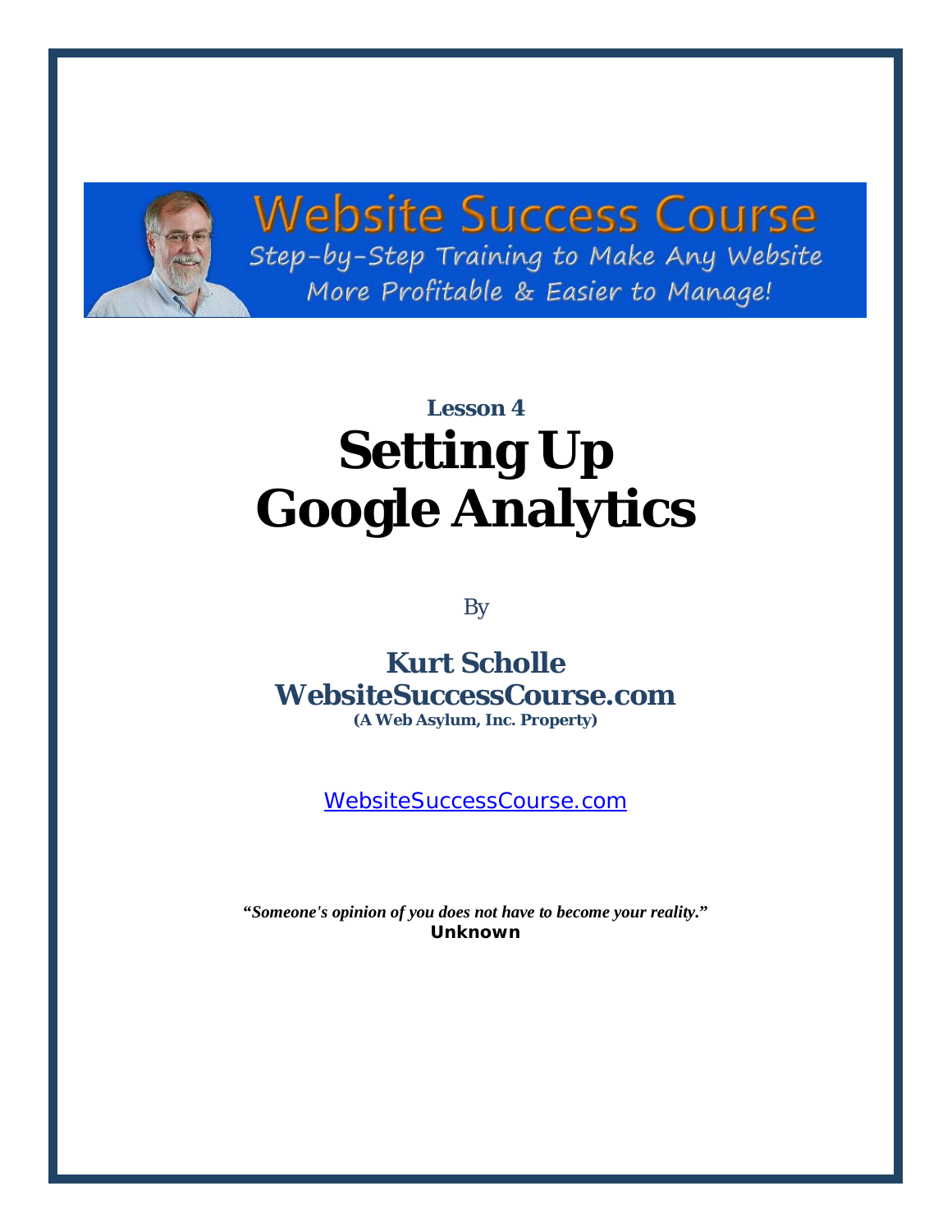Website Success Course

Step-by-Step Training to Make Any Website More Profitable & Easier to Manage!

**Lesson 4**

# Setting Up Google Analytics

By

**Kurt Scholle**
**WebsiteSuccessCourse.com**
**(A Web Asylum, Inc. Property)**

WebsiteSuccessCourse.com

***"Someone's opinion of you does not have to become your reality."***
**Unknown**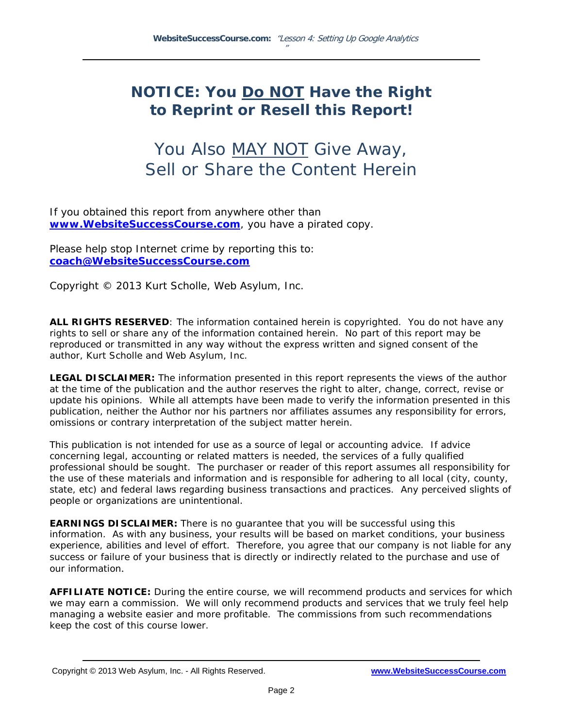# NOTICE: You Do NOT Have the Right to Reprint or Resell this Report!

## You Also MAY NOT Give Away, Sell or Share the Content Herein

If you obtained this report from anywhere other than **www.WebsiteSuccessCourse.com**, you have a pirated copy.

Please help stop Internet crime by reporting this to: **coach@WebsiteSuccessCourse.com**

Copyright © 2013 Kurt Scholle, Web Asylum, Inc.

**ALL RIGHTS RESERVED**: The information contained herein is copyrighted. You do not have any rights to sell or share any of the information contained herein. No part of this report may be reproduced or transmitted in any way without the express written and signed consent of the author, Kurt Scholle and Web Asylum, Inc.

**LEGAL DISCLAIMER:** The information presented in this report represents the views of the author at the time of the publication and the author reserves the right to alter, change, correct, revise or update his opinions. While all attempts have been made to verify the information presented in this publication, neither the Author nor his partners nor affiliates assumes any responsibility for errors, omissions or contrary interpretation of the subject matter herein.

This publication is not intended for use as a source of legal or accounting advice. If advice concerning legal, accounting or related matters is needed, the services of a fully qualified professional should be sought. The purchaser or reader of this report assumes all responsibility for the use of these materials and information and is responsible for adhering to all local (city, county, state, etc) and federal laws regarding business transactions and practices. Any perceived slights of people or organizations are unintentional.

**EARNINGS DISCLAIMER:** There is no guarantee that you will be successful using this information. As with any business, your results will be based on market conditions, your business experience, abilities and level of effort. Therefore, you agree that our company is not liable for any success or failure of your business that is directly or indirectly related to the purchase and use of our information.

**AFFILIATE NOTICE:** During the entire course, we will recommend products and services for which we may earn a commission. We will only recommend products and services that we truly feel help managing a website easier and more profitable. The commissions from such recommendations keep the cost of this course lower.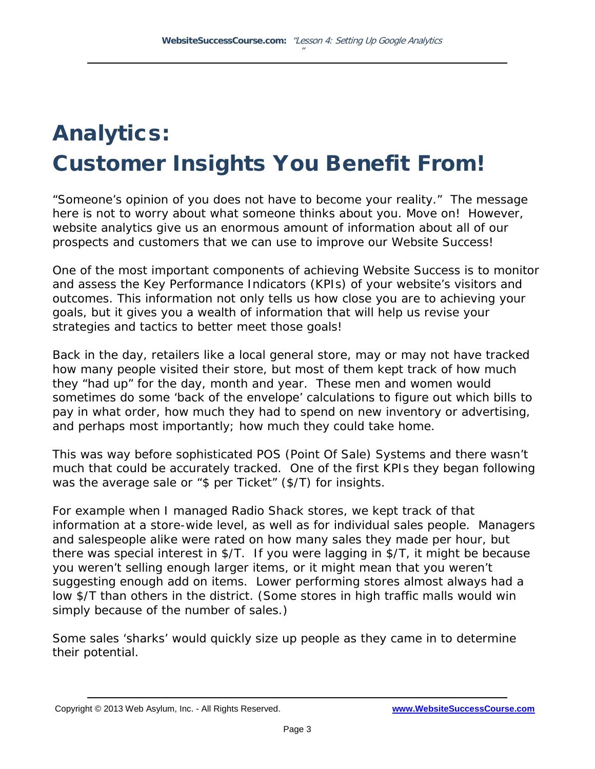# Analytics:
# Customer Insights You Benefit From!

"Someone's opinion of you does not have to become your reality." The message here is not to worry about what someone thinks about you. Move on! However, website analytics give us an enormous amount of information about all of our prospects and customers that we can use to improve our Website Success!

One of the most important components of achieving Website Success is to monitor and assess the Key Performance Indicators (KPIs) of your website's visitors and outcomes. This information not only tells us how close you are to achieving your goals, but it gives you a wealth of information that will help us revise your strategies and tactics to better meet those goals!

Back in the day, retailers like a local general store, may or may not have tracked how many people visited their store, but most of them kept track of how much they "had up" for the day, month and year. These men and women would sometimes do some 'back of the envelope' calculations to figure out which bills to pay in what order, how much they had to spend on new inventory or advertising, and perhaps most importantly; how much they could take home.

This was way before sophisticated POS (Point Of Sale) Systems and there wasn't much that could be accurately tracked. One of the first KPIs they began following was the average sale or "$ per Ticket" ($/T) for insights.

For example when I managed Radio Shack stores, we kept track of that information at a store-wide level, as well as for individual sales people. Managers and salespeople alike were rated on how many sales they made per hour, but there was special interest in $/T. If you were lagging in $/T, it might be because you weren't selling enough larger items, or it might mean that you weren't suggesting enough add on items. Lower performing stores almost always had a low $/T than others in the district. (Some stores in high traffic malls would win simply because of the number of sales.)

Some sales 'sharks' would quickly size up people as they came in to determine their potential.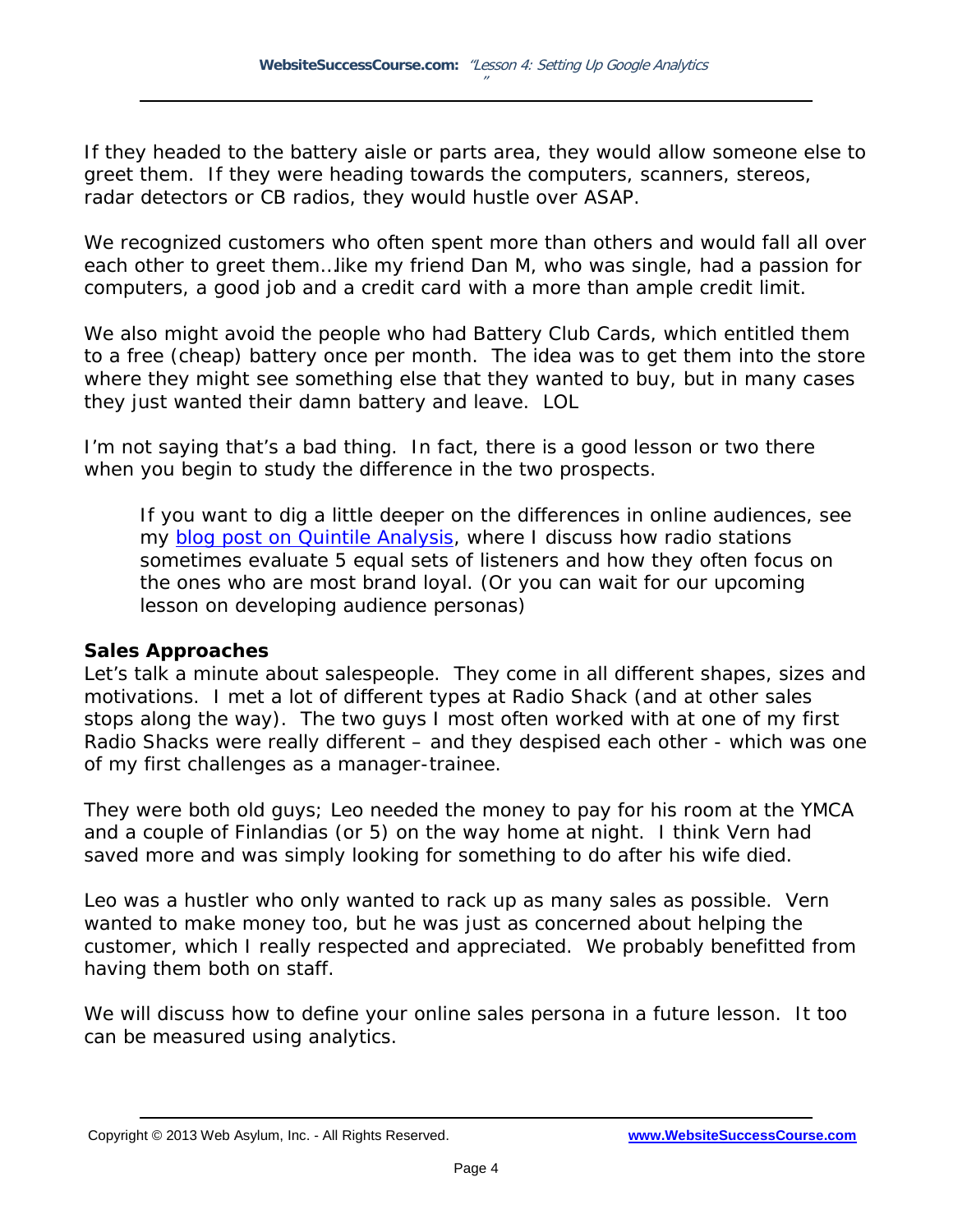If they headed to the battery aisle or parts area, they would allow someone else to greet them. If they were heading towards the computers, scanners, stereos, radar detectors or CB radios, they would hustle over ASAP.

We recognized customers who often spent more than others and would fall all over each other to greet them…like my friend Dan M, who was single, had a passion for computers, a good job and a credit card with a more than ample credit limit.

We also might avoid the people who had Battery Club Cards, which entitled them to a free (cheap) battery once per month. The idea was to get them into the store where they might see something else that they wanted to buy, but in many cases they just wanted their damn battery and leave. LOL

I'm not saying that's a bad thing. In fact, there is a good lesson or two there when you begin to study the difference in the two prospects.

> If you want to dig a little deeper on the differences in online audiences, see my [blog post on Quintile Analysis](), where I discuss how radio stations sometimes evaluate 5 equal sets of listeners and how they often focus on the ones who are most brand loyal. (Or you can wait for our upcoming lesson on developing audience personas)

**Sales Approaches**

Let's talk a minute about salespeople. They come in all different shapes, sizes and motivations. I met a lot of different types at Radio Shack (and at other sales stops along the way). The two guys I most often worked with at one of my first Radio Shacks were really different – and they despised each other - which was one of my first challenges as a manager-trainee.

They were both old guys; Leo needed the money to pay for his room at the YMCA and a couple of Finlandias (or 5) on the way home at night. I think Vern had saved more and was simply looking for something to do after his wife died.

Leo was a hustler who only wanted to rack up as many sales as possible. Vern wanted to make money too, but he was just as concerned about helping the customer, which I really respected and appreciated. We probably benefitted from having them both on staff.

We will discuss how to define your online sales persona in a future lesson. It too can be measured using analytics.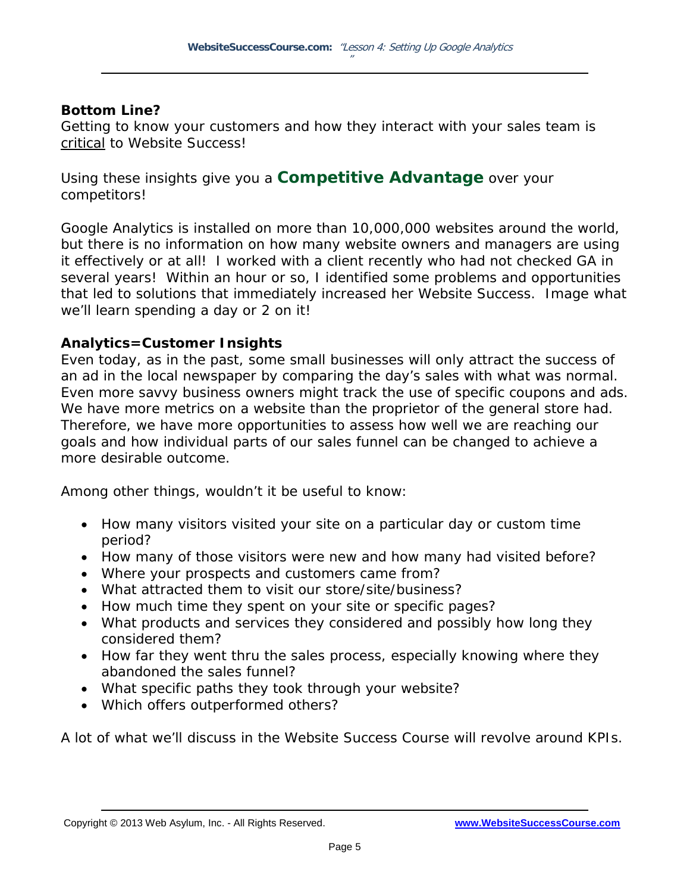**Bottom Line?**

Getting to know your customers and how they interact with your sales team is critical to Website Success!

Using these insights give you a **Competitive Advantage** over your competitors!

Google Analytics is installed on more than 10,000,000 websites around the world, but there is no information on how many website owners and managers are using it effectively or at all! I worked with a client recently who had not checked GA in several years! Within an hour or so, I identified some problems and opportunities that led to solutions that immediately increased her Website Success. Image what we'll learn spending a day or 2 on it!

**Analytics=Customer Insights**

Even today, as in the past, some small businesses will only attract the success of an ad in the local newspaper by comparing the day's sales with what was normal. Even more savvy business owners might track the use of specific coupons and ads. We have more metrics on a website than the proprietor of the general store had. Therefore, we have more opportunities to assess how well we are reaching our goals and how individual parts of our sales funnel can be changed to achieve a more desirable outcome.

Among other things, wouldn't it be useful to know:

- How many visitors visited your site on a particular day or custom time period?
- How many of those visitors were new and how many had visited before?
- Where your prospects and customers came from?
- What attracted them to visit our store/site/business?
- How much time they spent on your site or specific pages?
- What products and services they considered and possibly how long they considered them?
- How far they went thru the sales process, especially knowing where they abandoned the sales funnel?
- What specific paths they took through your website?
- Which offers outperformed others?

A lot of what we'll discuss in the Website Success Course will revolve around KPIs.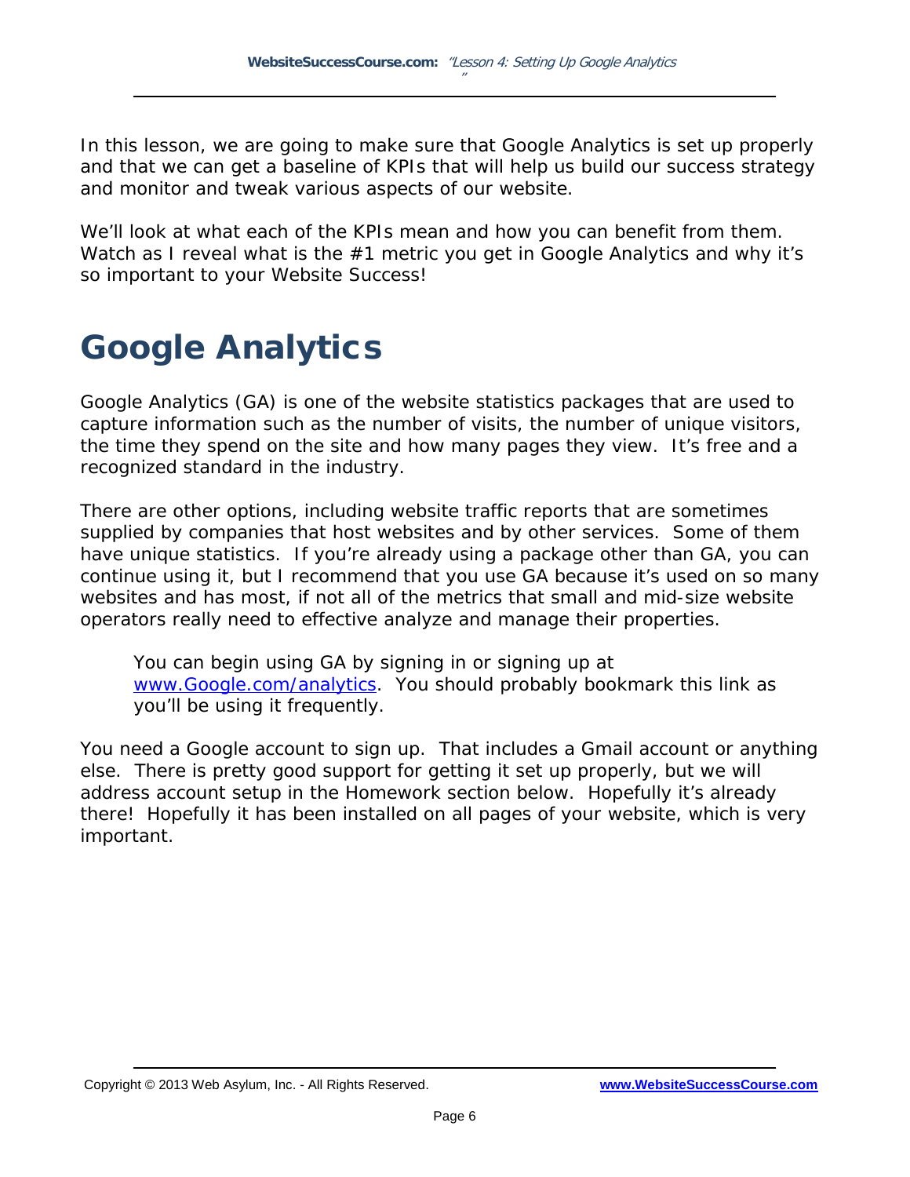In this lesson, we are going to make sure that Google Analytics is set up properly and that we can get a baseline of KPIs that will help us build our success strategy and monitor and tweak various aspects of our website.

We'll look at what each of the KPIs mean and how you can benefit from them. Watch as I reveal what is the #1 metric you get in Google Analytics and why it's so important to your Website Success!

# Google Analytics

Google Analytics (GA) is one of the website statistics packages that are used to capture information such as the number of visits, the number of unique visitors, the time they spend on the site and how many pages they view. It's free and a recognized standard in the industry.

There are other options, including website traffic reports that are sometimes supplied by companies that host websites and by other services. Some of them have unique statistics. If you're already using a package other than GA, you can continue using it, but I recommend that you use GA because it's used on so many websites and has most, if not all of the metrics that small and mid-size website operators really need to effective analyze and manage their properties.

> You can begin using GA by signing in or signing up at [www.Google.com/analytics](http://www.Google.com/analytics). You should probably bookmark this link as you'll be using it frequently.

You need a Google account to sign up. That includes a Gmail account or anything else. There is pretty good support for getting it set up properly, but we will address account setup in the Homework section below. Hopefully it's already there! Hopefully it has been installed on all pages of your website, which is very important.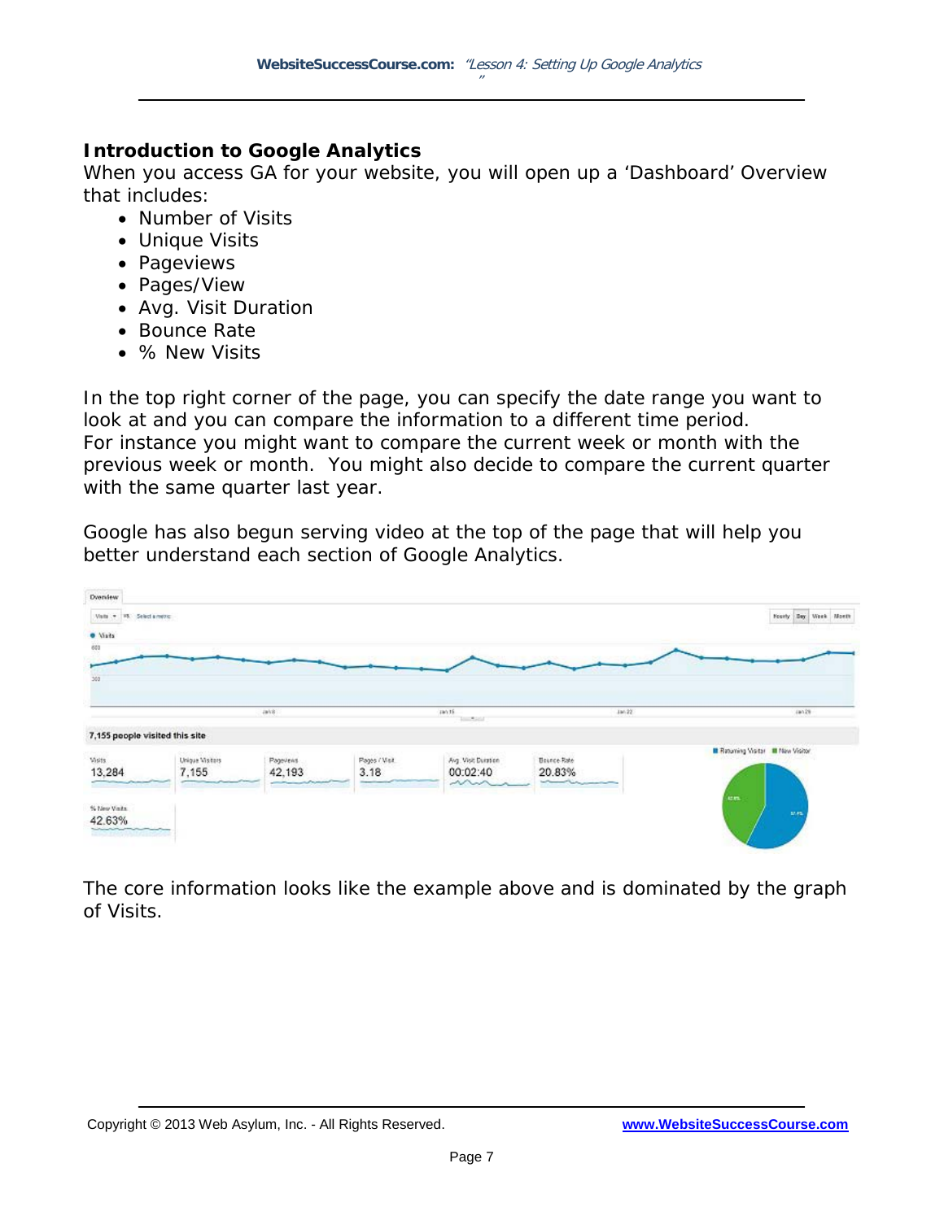## Introduction to Google Analytics

When you access GA for your website, you will open up a 'Dashboard' Overview that includes:

- Number of Visits
- Unique Visits
- Pageviews
- Pages/View
- Avg. Visit Duration
- Bounce Rate
- % New Visits

In the top right corner of the page, you can specify the date range you want to look at and you can compare the information to a different time period. For instance you might want to compare the current week or month with the previous week or month. You might also decide to compare the current quarter with the same quarter last year.

Google has also begun serving video at the top of the page that will help you better understand each section of Google Analytics.

The core information looks like the example above and is dominated by the graph of Visits.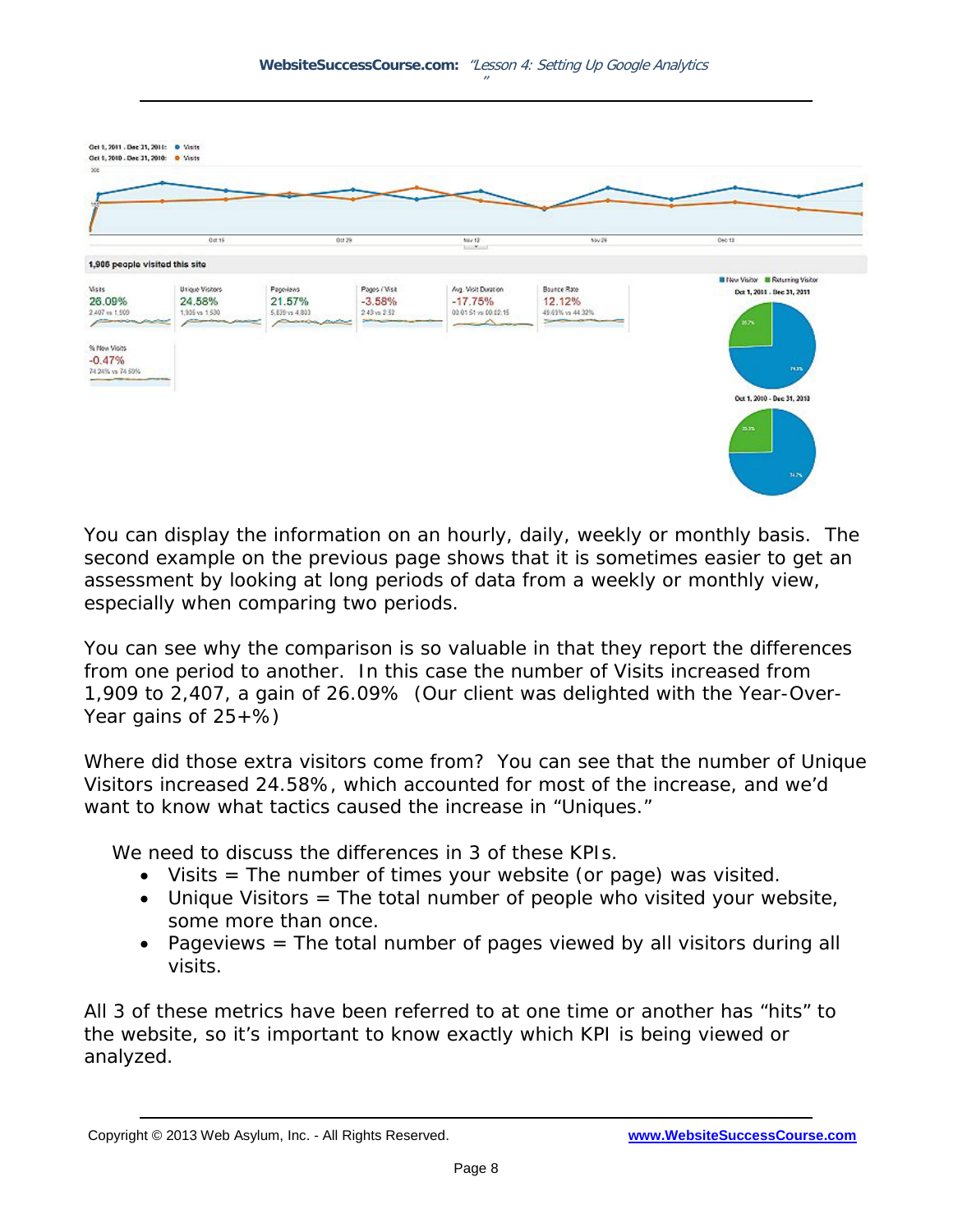You can display the information on an hourly, daily, weekly or monthly basis. The second example on the previous page shows that it is sometimes easier to get an assessment by looking at long periods of data from a weekly or monthly view, especially when comparing two periods.

You can see why the comparison is so valuable in that they report the differences from one period to another. In this case the number of Visits increased from 1,909 to 2,407, a gain of 26.09% (Our client was delighted with the Year-Over-Year gains of 25+%)

Where did those extra visitors come from? You can see that the number of Unique Visitors increased 24.58%, which accounted for most of the increase, and we'd want to know what tactics caused the increase in "Uniques."

We need to discuss the differences in 3 of these KPIs.

- Visits = The number of times your website (or page) was visited.
- Unique Visitors = The total number of people who visited your website, some more than once.
- Pageviews = The total number of pages viewed by all visitors during all visits.

All 3 of these metrics have been referred to at one time or another has "hits" to the website, so it's important to know exactly which KPI is being viewed or analyzed.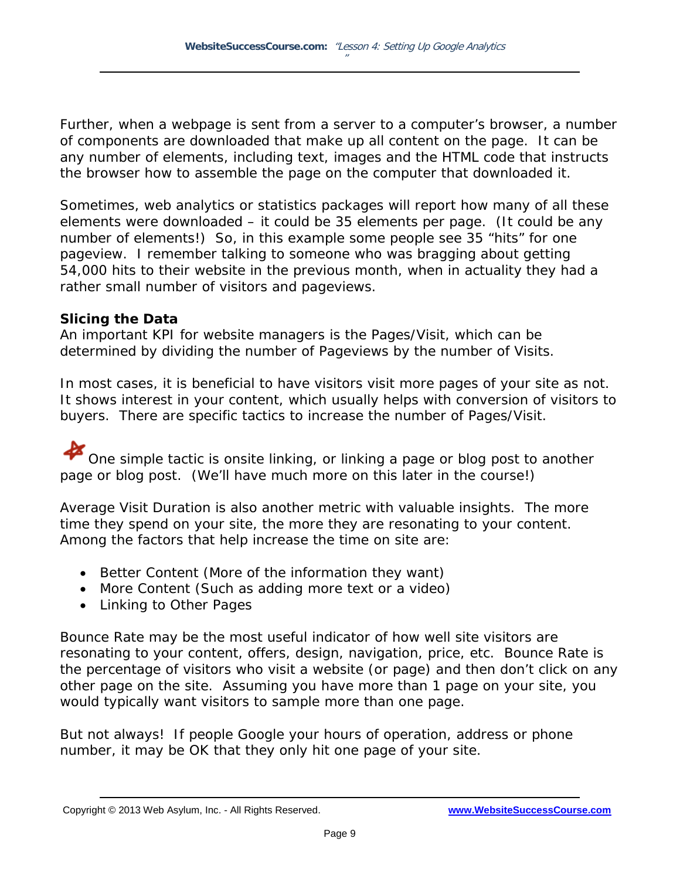Further, when a webpage is sent from a server to a computer's browser, a number of components are downloaded that make up all content on the page. It can be any number of elements, including text, images and the HTML code that instructs the browser how to assemble the page on the computer that downloaded it.

Sometimes, web analytics or statistics packages will report how many of all these elements were downloaded – it could be 35 elements per page. (It could be any number of elements!) So, in this example some people see 35 "hits" for one pageview. I remember talking to someone who was bragging about getting 54,000 hits to their website in the previous month, when in actuality they had a rather small number of visitors and pageviews.

**Slicing the Data**

An important KPI for website managers is the Pages/Visit, which can be determined by dividing the number of Pageviews by the number of Visits.

In most cases, it is beneficial to have visitors visit more pages of your site as not. It shows interest in your content, which usually helps with conversion of visitors to buyers. There are specific tactics to increase the number of Pages/Visit.

One simple tactic is onsite linking, or linking a page or blog post to another page or blog post. (We'll have much more on this later in the course!)

Average Visit Duration is also another metric with valuable insights. The more time they spend on your site, the more they are resonating to your content. Among the factors that help increase the time on site are:

- Better Content (More of the information they want)
- More Content (Such as adding more text or a video)
- Linking to Other Pages

Bounce Rate may be the most useful indicator of how well site visitors are resonating to your content, offers, design, navigation, price, etc. Bounce Rate is the percentage of visitors who visit a website (or page) and then don't click on any other page on the site. Assuming you have more than 1 page on your site, you would typically want visitors to sample more than one page.

But not always! If people Google your hours of operation, address or phone number, it may be OK that they only hit one page of your site.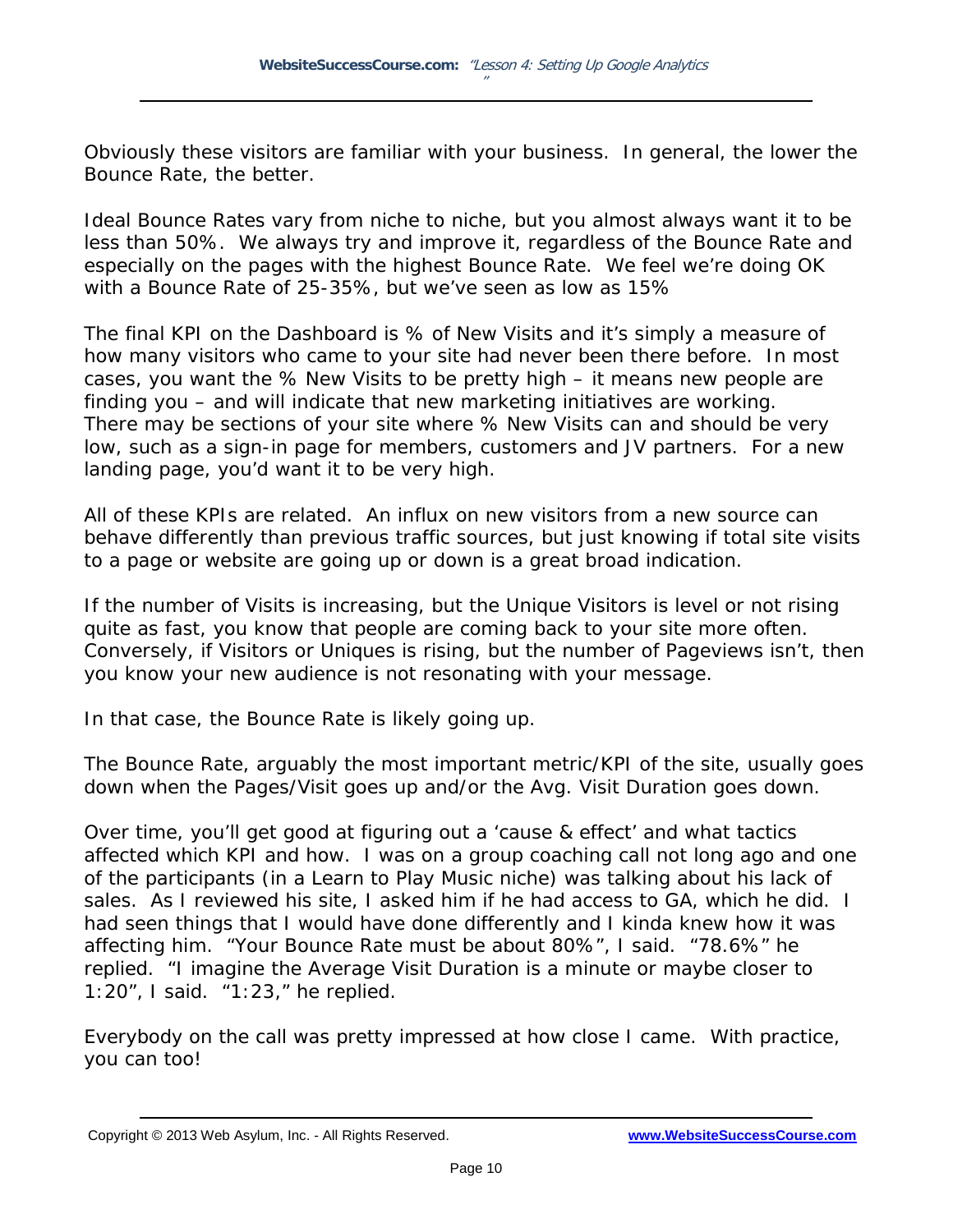Obviously these visitors are familiar with your business. In general, the lower the Bounce Rate, the better.

Ideal Bounce Rates vary from niche to niche, but you almost always want it to be less than 50%. We always try and improve it, regardless of the Bounce Rate and especially on the pages with the highest Bounce Rate. We feel we're doing OK with a Bounce Rate of 25-35%, but we've seen as low as 15%

The final KPI on the Dashboard is % of New Visits and it's simply a measure of how many visitors who came to your site had never been there before. In most cases, you want the % New Visits to be pretty high – it means new people are finding you – and will indicate that new marketing initiatives are working. There may be sections of your site where % New Visits can and should be very low, such as a sign-in page for members, customers and JV partners. For a new landing page, you'd want it to be very high.

All of these KPIs are related. An influx on new visitors from a new source can behave differently than previous traffic sources, but just knowing if total site visits to a page or website are going up or down is a great broad indication.

If the number of Visits is increasing, but the Unique Visitors is level or not rising quite as fast, you know that people are coming back to your site more often. Conversely, if Visitors or Uniques is rising, but the number of Pageviews isn't, then you know your new audience is not resonating with your message.

In that case, the Bounce Rate is likely going up.

The Bounce Rate, arguably the most important metric/KPI of the site, usually goes down when the Pages/Visit goes up and/or the Avg. Visit Duration goes down.

Over time, you'll get good at figuring out a 'cause & effect' and what tactics affected which KPI and how. I was on a group coaching call not long ago and one of the participants (in a Learn to Play Music niche) was talking about his lack of sales. As I reviewed his site, I asked him if he had access to GA, which he did. I had seen things that I would have done differently and I kinda knew how it was affecting him. "Your Bounce Rate must be about 80%", I said. "78.6%" he replied. "I imagine the Average Visit Duration is a minute or maybe closer to 1:20", I said. "1:23," he replied.

Everybody on the call was pretty impressed at how close I came. With practice, you can too!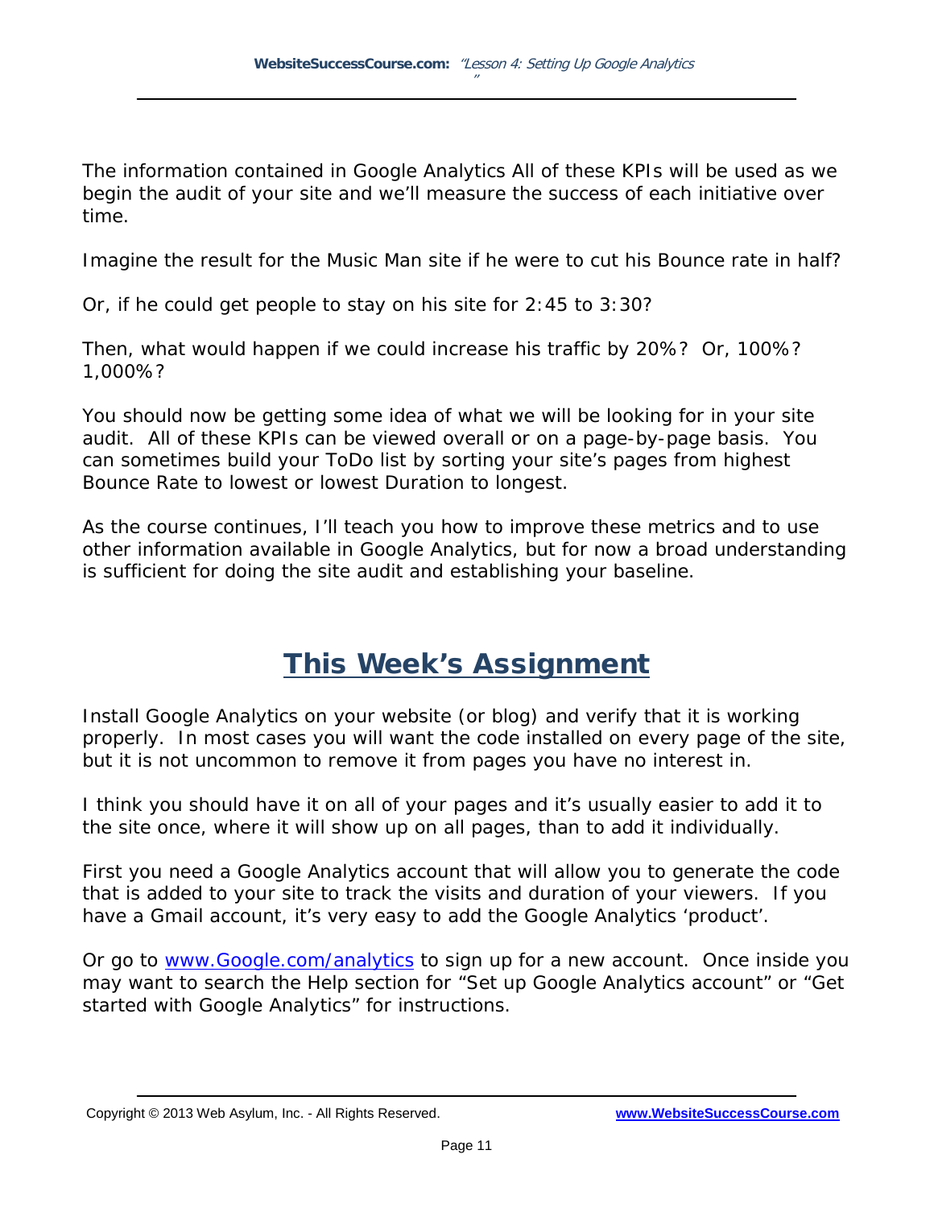The information contained in Google Analytics All of these KPIs will be used as we begin the audit of your site and we'll measure the success of each initiative over time.

Imagine the result for the Music Man site if he were to cut his Bounce rate in half?

Or, if he could get people to stay on his site for 2:45 to 3:30?

Then, what would happen if we could increase his traffic by 20%? Or, 100%? 1,000%?

You should now be getting some idea of what we will be looking for in your site audit. All of these KPIs can be viewed overall or on a page-by-page basis. You can sometimes build your ToDo list by sorting your site's pages from highest Bounce Rate to lowest or lowest Duration to longest.

As the course continues, I'll teach you how to improve these metrics and to use other information available in Google Analytics, but for now a broad understanding is sufficient for doing the site audit and establishing your baseline.

## This Week's Assignment

Install Google Analytics on your website (or blog) and verify that it is working properly. In most cases you will want the code installed on every page of the site, but it is not uncommon to remove it from pages you have no interest in.

I think you should have it on all of your pages and it's usually easier to add it to the site once, where it will show up on all pages, than to add it individually.

First you need a Google Analytics account that will allow you to generate the code that is added to your site to track the visits and duration of your viewers. If you have a Gmail account, it's very easy to add the Google Analytics 'product'.

Or go to [www.Google.com/analytics](http://www.Google.com/analytics) to sign up for a new account. Once inside you may want to search the Help section for "Set up Google Analytics account" or "Get started with Google Analytics" for instructions.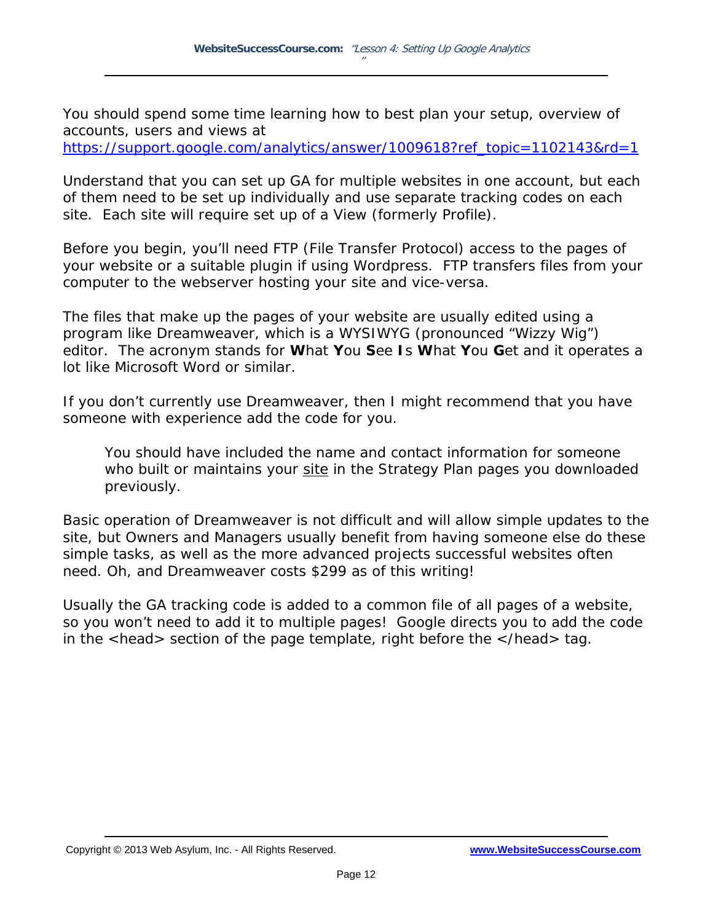You should spend some time learning how to best plan your setup, overview of accounts, users and views at https://support.google.com/analytics/answer/1009618?ref_topic=1102143&rd=1

Understand that you can set up GA for multiple websites in one account, but each of them need to be set up individually and use separate tracking codes on each site. Each site will require set up of a View (formerly Profile).

Before you begin, you'll need FTP (File Transfer Protocol) access to the pages of your website or a suitable plugin if using Wordpress. FTP transfers files from your computer to the webserver hosting your site and vice-versa.

The files that make up the pages of your website are usually edited using a program like Dreamweaver, which is a WYSIWYG (pronounced "Wizzy Wig") editor. The acronym stands for **W**hat **Y**ou **S**ee **I**s **W**hat **Y**ou **G**et and it operates a lot like Microsoft Word or similar.

If you don't currently use Dreamweaver, then I might recommend that you have someone with experience add the code for you.

> You should have included the name and contact information for someone who built or maintains your site in the Strategy Plan pages you downloaded previously.

Basic operation of Dreamweaver is not difficult and will allow simple updates to the site, but Owners and Managers usually benefit from having someone else do these simple tasks, as well as the more advanced projects successful websites often need. Oh, and Dreamweaver costs $299 as of this writing!

Usually the GA tracking code is added to a common file of all pages of a website, so you won't need to add it to multiple pages! Google directs you to add the code in the <head> section of the page template, right before the </head> tag.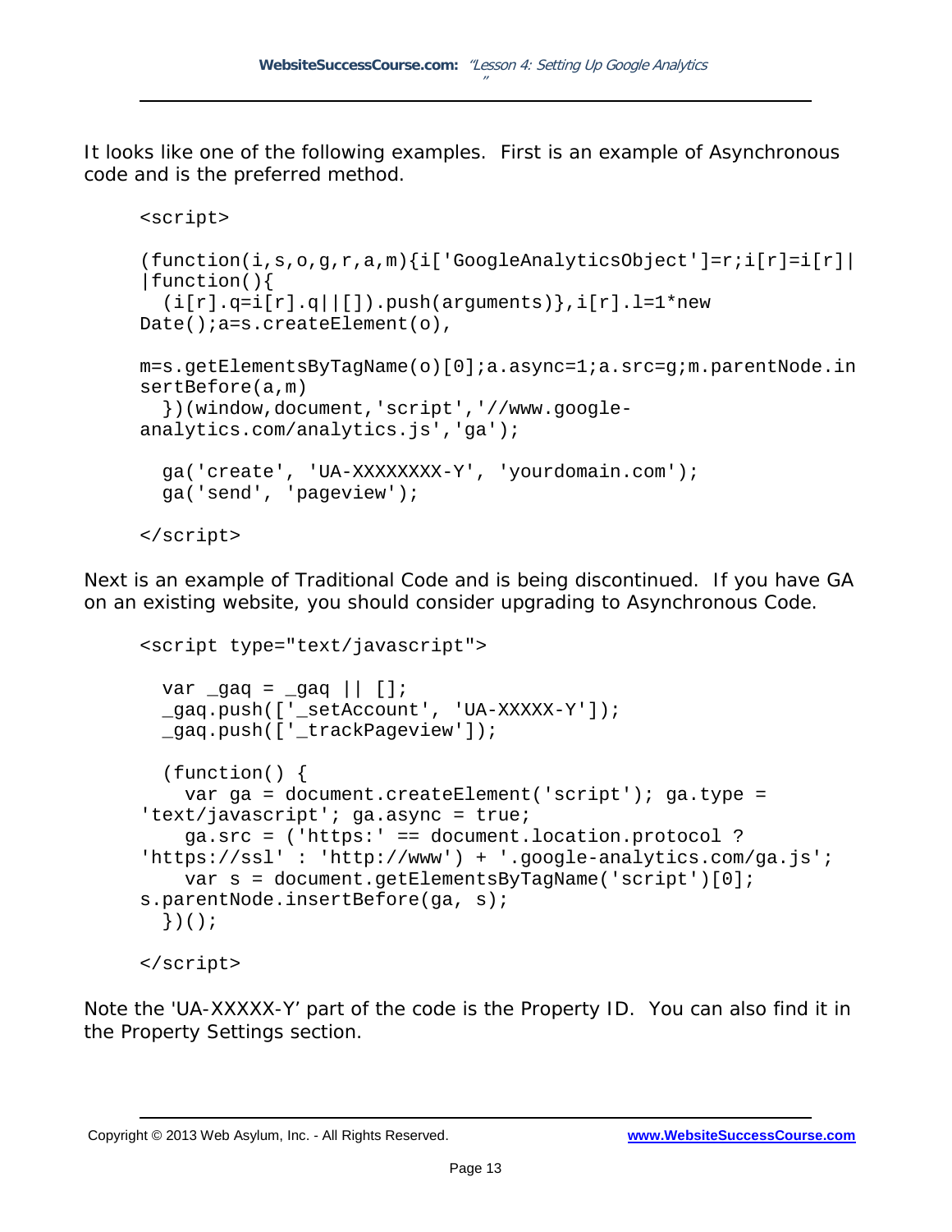It looks like one of the following examples. First is an example of Asynchronous code and is the preferred method.

```
<script>

(function(i,s,o,g,r,a,m){i['GoogleAnalyticsObject']=r;i[r]=i[r]||function(){
  (i[r].q=i[r].q||[]).push(arguments)},i[r].l=1*new Date();a=s.createElement(o),
m=s.getElementsByTagName(o)[0];a.async=1;a.src=g;m.parentNode.insertBefore(a,m)
  })(window,document,'script','//www.google-analytics.com/analytics.js','ga');

  ga('create', 'UA-XXXXXXXX-Y', 'yourdomain.com');
  ga('send', 'pageview');

</script>
```

Next is an example of Traditional Code and is being discontinued. If you have GA on an existing website, you should consider upgrading to Asynchronous Code.

```
<script type="text/javascript">

  var _gaq = _gaq || [];
  _gaq.push(['_setAccount', 'UA-XXXXX-Y']);
  _gaq.push(['_trackPageview']);

  (function() {
    var ga = document.createElement('script'); ga.type = 'text/javascript'; ga.async = true;
    ga.src = ('https:' == document.location.protocol ? 'https://ssl' : 'http://www') + '.google-analytics.com/ga.js';
    var s = document.getElementsByTagName('script')[0]; s.parentNode.insertBefore(ga, s);
  })();

</script>
```

Note the 'UA-XXXXX-Y' part of the code is the Property ID. You can also find it in the Property Settings section.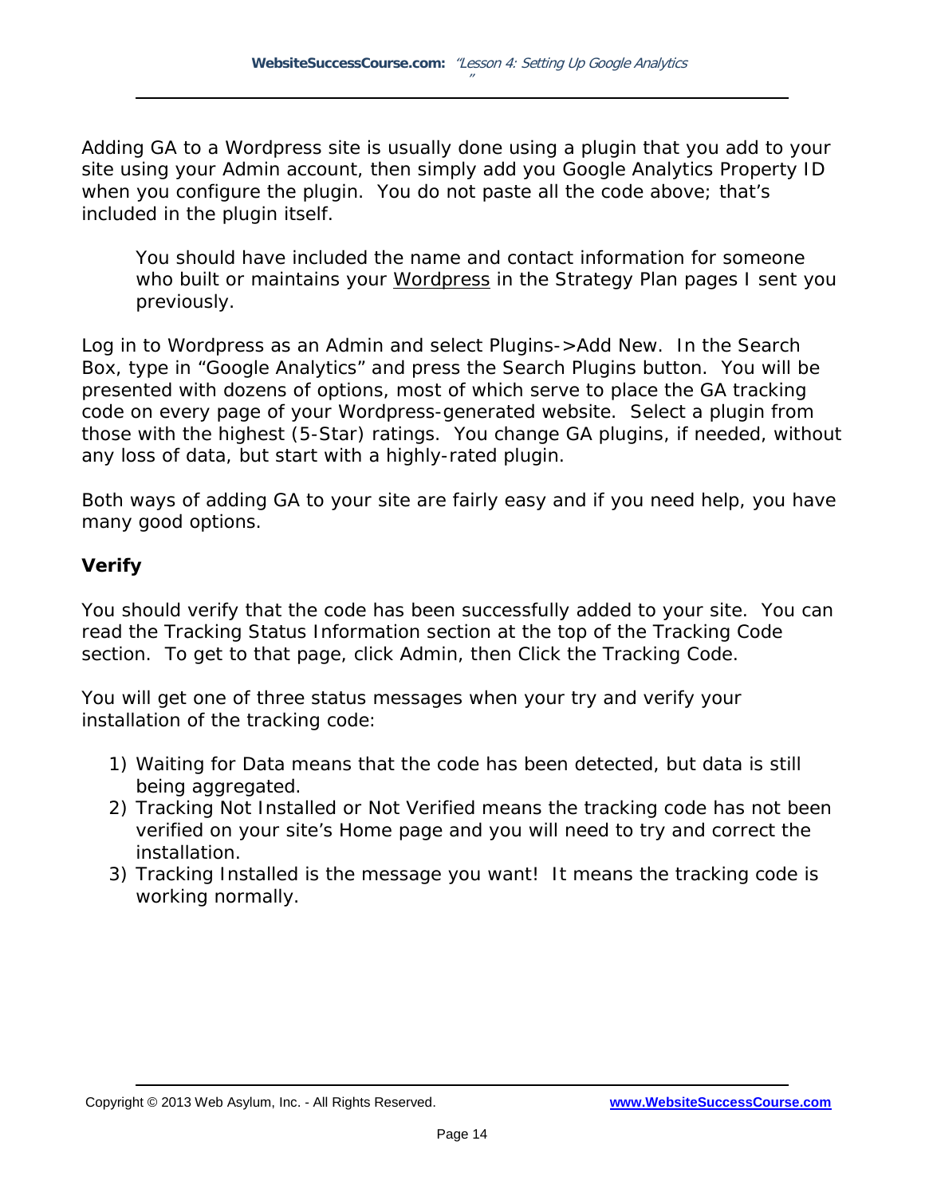Adding GA to a Wordpress site is usually done using a plugin that you add to your site using your Admin account, then simply add you Google Analytics Property ID when you configure the plugin. You do not paste all the code above; that's included in the plugin itself.

> You should have included the name and contact information for someone who built or maintains your Wordpress in the Strategy Plan pages I sent you previously.

Log in to Wordpress as an Admin and select Plugins->Add New. In the Search Box, type in "Google Analytics" and press the Search Plugins button. You will be presented with dozens of options, most of which serve to place the GA tracking code on every page of your Wordpress-generated website. Select a plugin from those with the highest (5-Star) ratings. You change GA plugins, if needed, without any loss of data, but start with a highly-rated plugin.

Both ways of adding GA to your site are fairly easy and if you need help, you have many good options.

**Verify**

You should verify that the code has been successfully added to your site. You can read the Tracking Status Information section at the top of the Tracking Code section. To get to that page, click Admin, then Click the Tracking Code.

You will get one of three status messages when your try and verify your installation of the tracking code:

1) Waiting for Data means that the code has been detected, but data is still being aggregated.
2) Tracking Not Installed or Not Verified means the tracking code has not been verified on your site's Home page and you will need to try and correct the installation.
3) Tracking Installed is the message you want! It means the tracking code is working normally.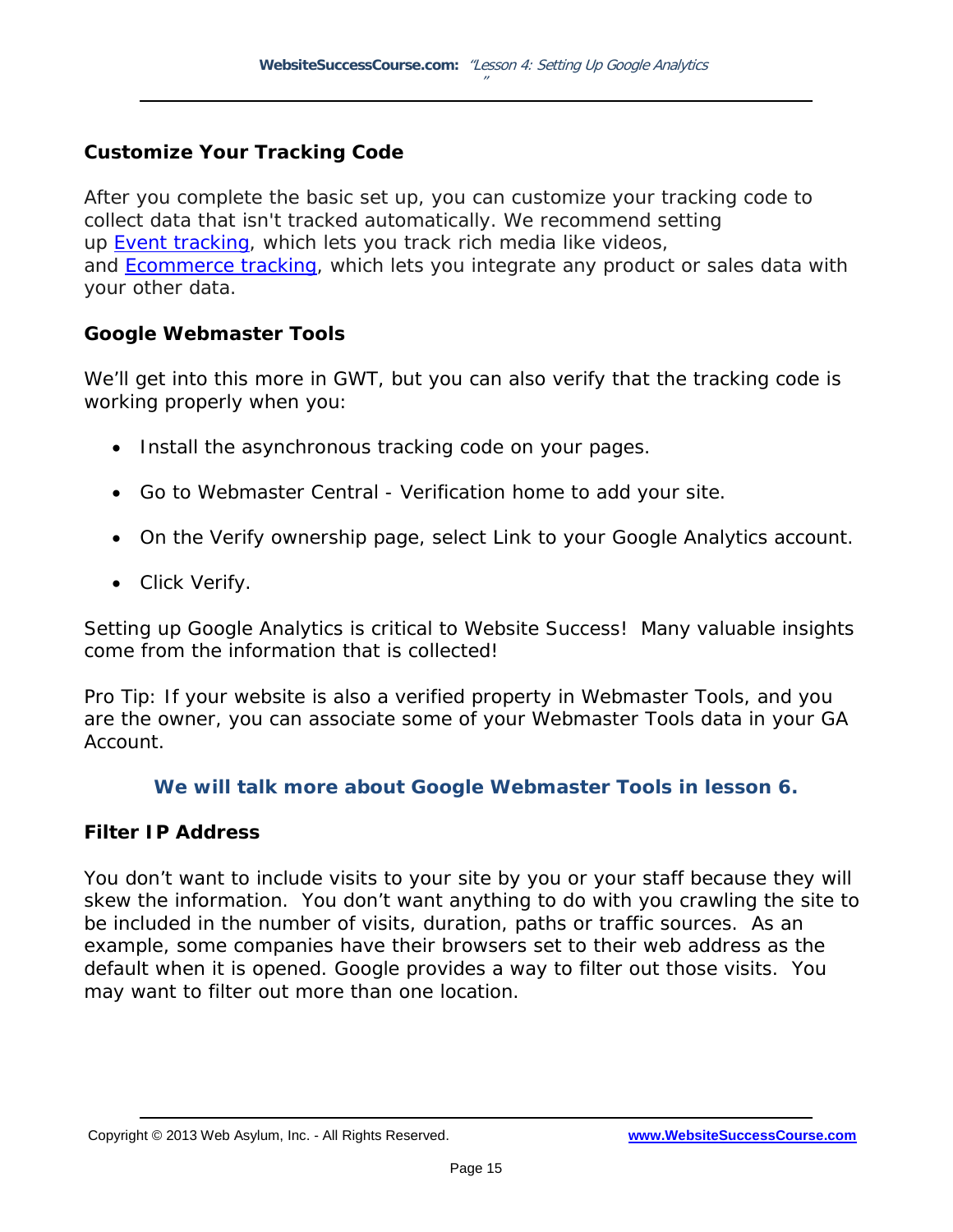### Customize Your Tracking Code

After you complete the basic set up, you can customize your tracking code to collect data that isn't tracked automatically. We recommend setting up Event tracking, which lets you track rich media like videos, and Ecommerce tracking, which lets you integrate any product or sales data with your other data.

### Google Webmaster Tools

We'll get into this more in GWT, but you can also verify that the tracking code is working properly when you:

- Install the asynchronous tracking code on your pages.
- Go to Webmaster Central - Verification home to add your site.
- On the Verify ownership page, select Link to your Google Analytics account.
- Click Verify.

Setting up Google Analytics is critical to Website Success!  Many valuable insights come from the information that is collected!

Pro Tip: If your website is also a verified property in Webmaster Tools, and you are the owner, you can associate some of your Webmaster Tools data in your GA Account.

**We will talk more about Google Webmaster Tools in lesson 6.**

### Filter IP Address

You don't want to include visits to your site by you or your staff because they will skew the information.  You don't want anything to do with you crawling the site to be included in the number of visits, duration, paths or traffic sources.  As an example, some companies have their browsers set to their web address as the default when it is opened. Google provides a way to filter out those visits.  You may want to filter out more than one location.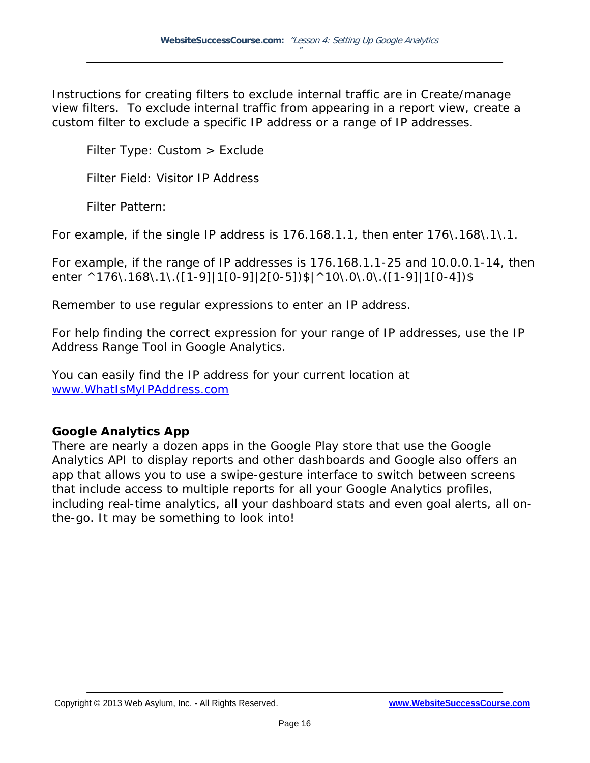Instructions for creating filters to exclude internal traffic are in Create/manage view filters. To exclude internal traffic from appearing in a report view, create a custom filter to exclude a specific IP address or a range of IP addresses.

Filter Type: Custom > Exclude

Filter Field: Visitor IP Address

Filter Pattern:

For example, if the single IP address is 176.168.1.1, then enter 176\.168\.1\.1.

For example, if the range of IP addresses is 176.168.1.1-25 and 10.0.0.1-14, then enter ^176\.168\.1\.([1-9]|1[0-9]|2[0-5])$|^10\.0\.0\.([1-9]|1[0-4])$

Remember to use regular expressions to enter an IP address.

For help finding the correct expression for your range of IP addresses, use the IP Address Range Tool in Google Analytics.

You can easily find the IP address for your current location at [www.WhatIsMyIPAddress.com](http://www.WhatIsMyIPAddress.com)

**Google Analytics App**

There are nearly a dozen apps in the Google Play store that use the Google Analytics API to display reports and other dashboards and Google also offers an app that allows you to use a swipe-gesture interface to switch between screens that include access to multiple reports for all your Google Analytics profiles, including real-time analytics, all your dashboard stats and even goal alerts, all on-the-go. It may be something to look into!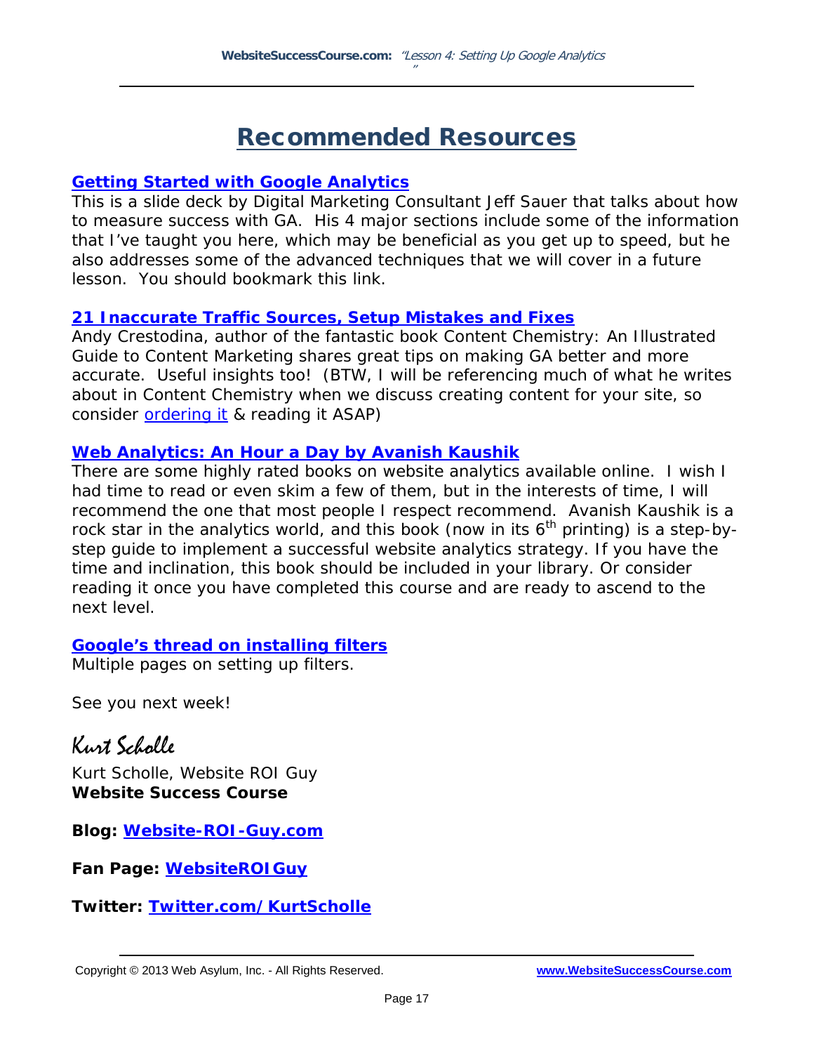# Recommended Resources

**Getting Started with Google Analytics**
This is a slide deck by Digital Marketing Consultant Jeff Sauer that talks about how to measure success with GA. His 4 major sections include some of the information that I've taught you here, which may be beneficial as you get up to speed, but he also addresses some of the advanced techniques that we will cover in a future lesson. You should bookmark this link.

**21 Inaccurate Traffic Sources, Setup Mistakes and Fixes**
Andy Crestodina, author of the fantastic book Content Chemistry: An Illustrated Guide to Content Marketing shares great tips on making GA better and more accurate. Useful insights too! (BTW, I will be referencing much of what he writes about in Content Chemistry when we discuss creating content for your site, so consider ordering it & reading it ASAP)

**Web Analytics: An Hour a Day by Avanish Kaushik**
There are some highly rated books on website analytics available online. I wish I had time to read or even skim a few of them, but in the interests of time, I will recommend the one that most people I respect recommend. Avanish Kaushik is a rock star in the analytics world, and this book (now in its 6th printing) is a step-by-step guide to implement a successful website analytics strategy. If you have the time and inclination, this book should be included in your library. Or consider reading it once you have completed this course and are ready to ascend to the next level.

**Google's thread on installing filters**
Multiple pages on setting up filters.

See you next week!

*Kurt Scholle*

Kurt Scholle, Website ROI Guy
**Website Success Course**

**Blog: Website-ROI-Guy.com**

**Fan Page: WebsiteROIGuy**

**Twitter: Twitter.com/KurtScholle**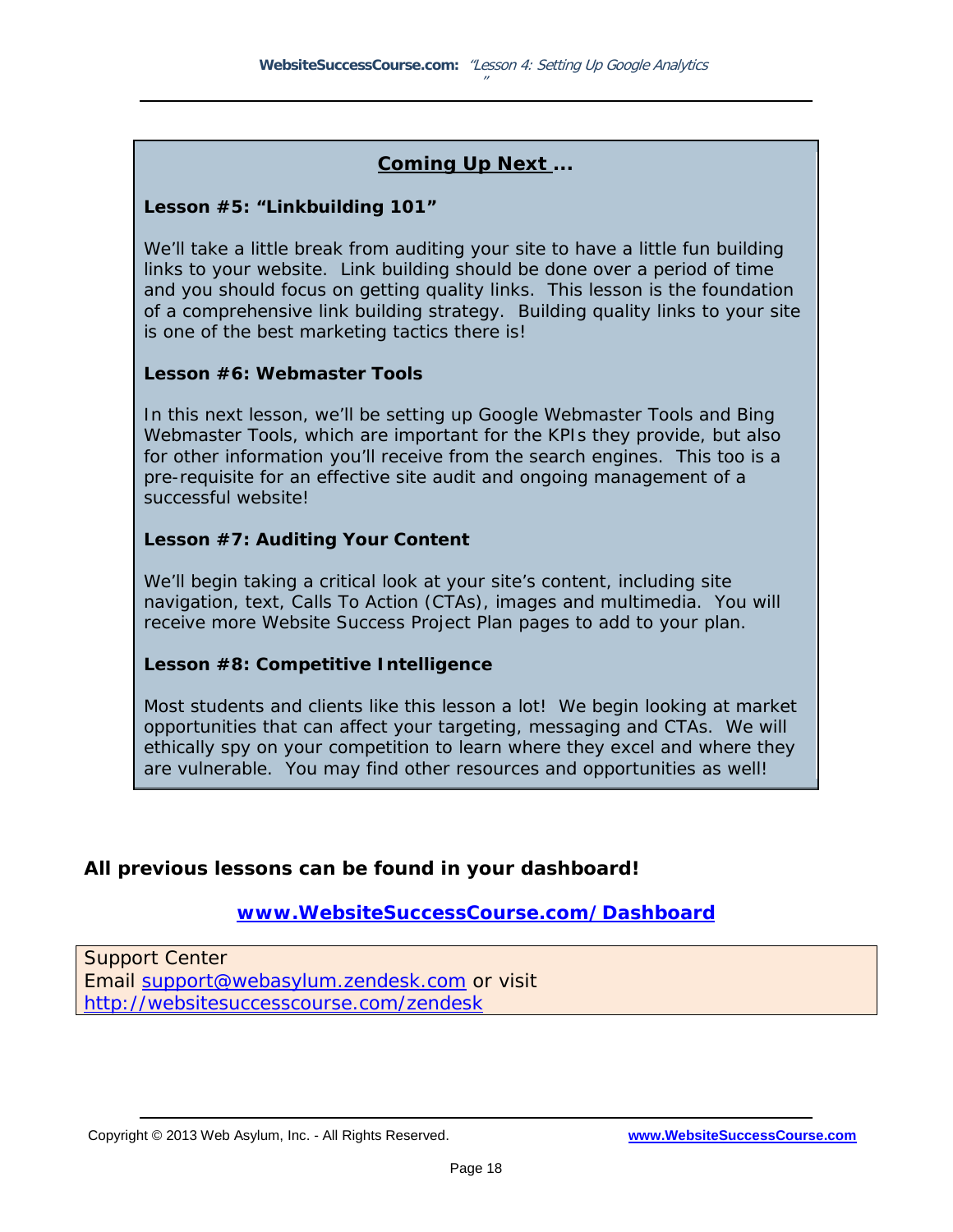## Coming Up Next ...

**Lesson #5: "Linkbuilding 101"**

We'll take a little break from auditing your site to have a little fun building links to your website. Link building should be done over a period of time and you should focus on getting quality links. This lesson is the foundation of a comprehensive link building strategy. Building quality links to your site is one of the best marketing tactics there is!

**Lesson #6: Webmaster Tools**

In this next lesson, we'll be setting up Google Webmaster Tools and Bing Webmaster Tools, which are important for the KPIs they provide, but also for other information you'll receive from the search engines. This too is a pre-requisite for an effective site audit and ongoing management of a successful website!

**Lesson #7: Auditing Your Content**

We'll begin taking a critical look at your site's content, including site navigation, text, Calls To Action (CTAs), images and multimedia. You will receive more Website Success Project Plan pages to add to your plan.

**Lesson #8: Competitive Intelligence**

Most students and clients like this lesson a lot! We begin looking at market opportunities that can affect your targeting, messaging and CTAs. We will ethically spy on your competition to learn where they excel and where they are vulnerable. You may find other resources and opportunities as well!

**All previous lessons can be found in your dashboard!**

**[www.WebsiteSuccessCourse.com/Dashboard](http://www.WebsiteSuccessCourse.com/Dashboard)**

Support Center
Email [support@webasylum.zendesk.com](mailto:support@webasylum.zendesk.com) or visit
[http://websitesuccesscourse.com/zendesk](http://websitesuccesscourse.com/zendesk)